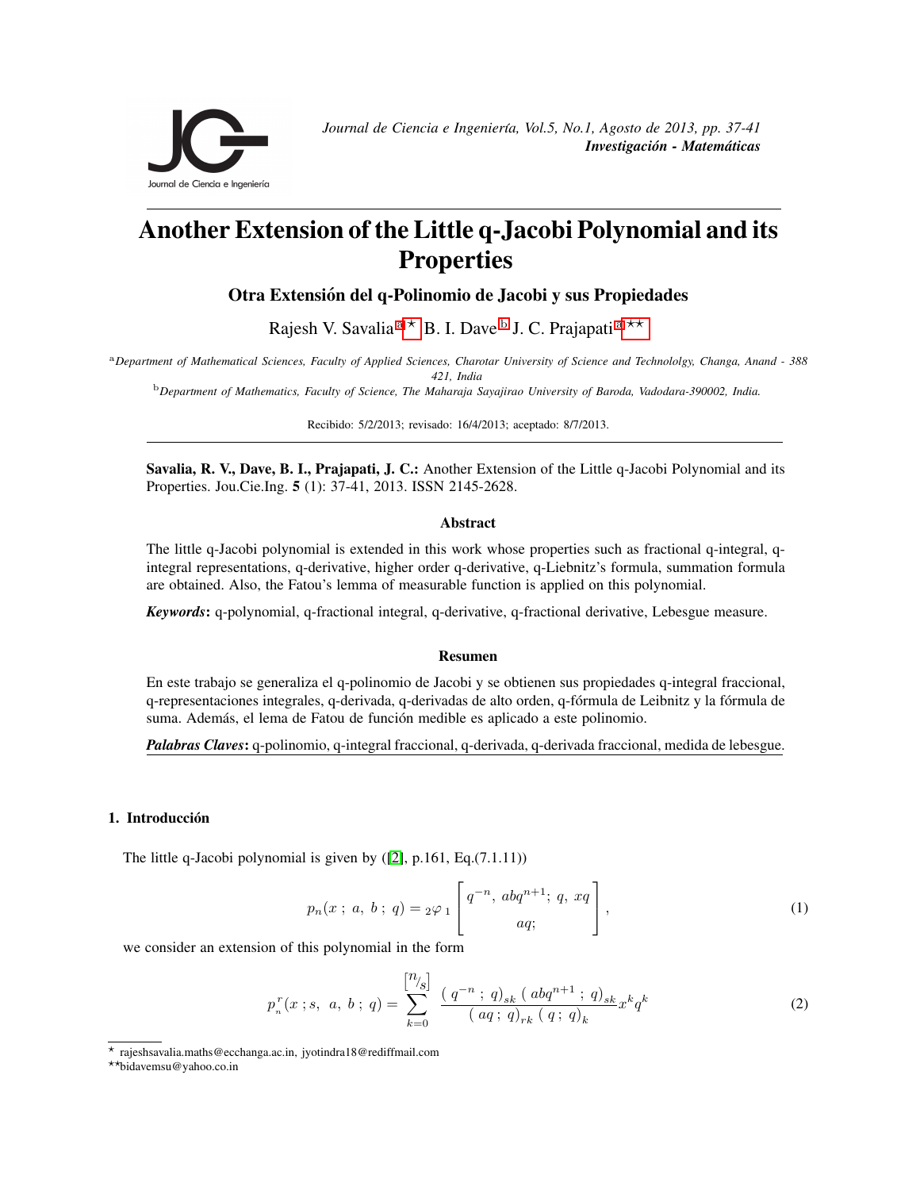# Another Extension of the Little q-Jacobi Polynomial and its Properties

## Otra Extensión del q-Polinomio de Jacobi y sus Propiedades

Rajesh V. Savalia [a⋆] B. I. Dave [b] J. C. Prajapati [a⋆⋆]

[a] *Department of Mathematical Sciences, Faculty of Applied Sciences, Charotar University of Science and Technololgy, Changa, Anand - 388 421, India*

[b] *Department of Mathematics, Faculty of Science, The Maharaja Sayajirao University of Baroda, Vadodara-390002, India.*

Recibido: 5/2/2013; revisado: 16/4/2013; aceptado: 8/7/2013.

**Savalia, R. V., Dave, B. I., Prajapati, J. C.:** Another Extension of the Little q-Jacobi Polynomial and its Properties. Jou.Cie.Ing. **5** (1): 37-41, 2013. ISSN 2145-2628.

### Abstract

The little q-Jacobi polynomial is extended in this work whose properties such as fractional q-integral, q-integral representations, q-derivative, higher order q-derivative, q-Liebnitz's formula, summation formula are obtained. Also, the Fatou's lemma of measurable function is applied on this polynomial.

***Keywords*:** q-polynomial, q-fractional integral, q-derivative, q-fractional derivative, Lebesgue measure.

### Resumen

En este trabajo se generaliza el q-polinomio de Jacobi y se obtienen sus propiedades q-integral fraccional, q-representaciones integrales, q-derivada, q-derivadas de alto orden, q-fórmula de Leibnitz y la fórmula de suma. Además, el lema de Fatou de función medible es aplicado a este polinomio.

***Palabras Claves*:** q-polinomio, q-integral fraccional, q-derivada, q-derivada fraccional, medida de lebesgue.

## 1. Introducción

The little q-Jacobi polynomial is given by ([2], p.161, Eq.(7.1.11))

$$p_n(x\,;\,a,\,b\,;\,q) = {}_2\varphi_1\left[\begin{matrix} q^{-n},\, abq^{n+1};\, q,\, xq \\ aq; \end{matrix}\right], \tag{1}$$

we consider an extension of this polynomial in the form

$$p_n^r(x\,;s,\ a,\ b\,;\,q) = \sum_{k=0}^{[n/s]} \frac{(q^{-n}\,;\,q)_{sk}\,(abq^{n+1}\,;\,q)_{sk}}{(aq\,;\,q)_{rk}\,(q\,;\,q)_k} x^k q^k \tag{2}$$

---

⋆ rajeshsavalia.maths@ecchanga.ac.in, jyotindra18@rediffmail.com

⋆⋆bidavemsu@yahoo.co.in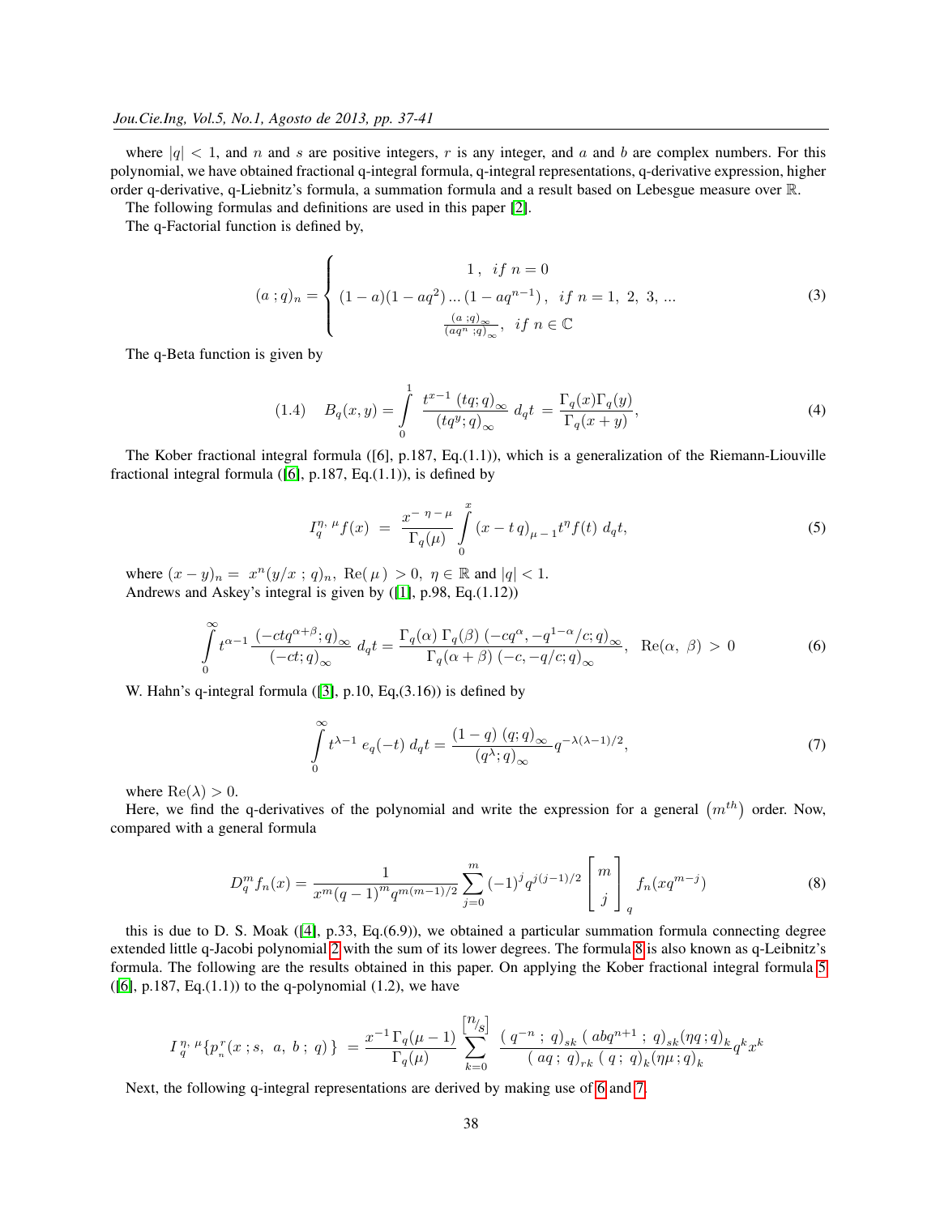where $|q| < 1$, and $n$ and $s$ are positive integers, $r$ is any integer, and $a$ and $b$ are complex numbers. For this polynomial, we have obtained fractional q-integral formula, q-integral representations, q-derivative expression, higher order q-derivative, q-Liebnitz's formula, a summation formula and a result based on Lebesgue measure over $\mathbb{R}$.

The following formulas and definitions are used in this paper [2].

The q-Factorial function is defined by,

$$(a\,;q)_n = \begin{cases} 1\,, & if\ n=0 \\ (1-a)(1-aq^2)\ldots(1-aq^{n-1})\,, & if\ n=1,\ 2,\ 3,\ \ldots \\ \frac{(a\,;q)_\infty}{(aq^n\,;q)_\infty}, & if\ n\in\mathbb{C} \end{cases} \tag{3}$$

The q-Beta function is given by

$$(1.4)\quad B_q(x,y) = \int_0^1 \frac{t^{x-1}\,(tq;q)_\infty}{(tq^y;q)_\infty}\,d_qt = \frac{\Gamma_q(x)\Gamma_q(y)}{\Gamma_q(x+y)}, \tag{4}$$

The Kober fractional integral formula ([6], p.187, Eq.(1.1)), which is a generalization of the Riemann-Liouville fractional integral formula ([6], p.187, Eq.(1.1)), is defined by

$$I_q^{\eta,\,\mu} f(x) \;=\; \frac{x^{-\,\eta\,-\,\mu}}{\Gamma_q(\mu)} \int_0^x (x-t\,q)_{\mu\,-\,1} t^\eta f(t)\; d_qt, \tag{5}$$

where $(x-y)_n = \; x^n(y/x\;;q)_n$, $\mathrm{Re}(\mu) > 0$, $\eta\in\mathbb{R}$ and $|q| < 1$.

Andrews and Askey's integral is given by ([1], p.98, Eq.(1.12))

$$\int_0^\infty t^{\alpha-1}\frac{(-ctq^{\alpha+\beta};q)_\infty}{(-ct;q)_\infty}\,d_qt = \frac{\Gamma_q(\alpha)\,\Gamma_q(\beta)\,(-cq^\alpha,-q^{1-\alpha}/c;q)_\infty}{\Gamma_q(\alpha+\beta)\,(-c,-q/c;q)_\infty},\quad \mathrm{Re}(\alpha,\ \beta)\,>\,0 \tag{6}$$

W. Hahn's q-integral formula ([3], p.10, Eq,(3.16)) is defined by

$$\int_0^\infty t^{\lambda-1}\,e_q(-t)\;d_qt = \frac{(1-q)\;(q;q)_\infty}{(q^\lambda;q)_\infty}q^{-\lambda(\lambda-1)/2}, \tag{7}$$

where $\mathrm{Re}(\lambda) > 0$.

Here, we find the q-derivatives of the polynomial and write the expression for a general $(m^{th})$ order. Now, compared with a general formula

$$D_q^m f_n(x) = \frac{1}{x^m(q-1)^m q^{m(m-1)/2}}\sum_{j=0}^{m}(-1)^j q^{j(j-1)/2}\begin{bmatrix} m \\ j\end{bmatrix}_q f_n(xq^{m-j}) \tag{8}$$

this is due to D. S. Moak ([4], p.33, Eq.(6.9)), we obtained a particular summation formula connecting degree extended little q-Jacobi polynomial 2 with the sum of its lower degrees. The formula 8 is also known as q-Leibnitz's formula. The following are the results obtained in this paper. On applying the Kober fractional integral formula 5 ([6], p.187, Eq.(1.1)) to the q-polynomial (1.2), we have

$$I_q^{\,\eta,\,\mu}\{p_n^r(x\,;s,\ a,\ b\,;\,q)\}\;=\frac{x^{-1}\,\Gamma_q(\mu-1)}{\Gamma_q(\mu)}\sum_{k=0}^{[n/s]}\frac{(\,q^{-n}\,;\,q)_{sk}\,(\,abq^{n+1}\,;\,q)_{sk}(\eta q\,;q)_k}{(\,aq\,;\,q)_{rk}\,(\,q\,;\,q)_k(\eta\mu\,;q)_k}q^k x^k$$

Next, the following q-integral representations are derived by making use of 6 and 7.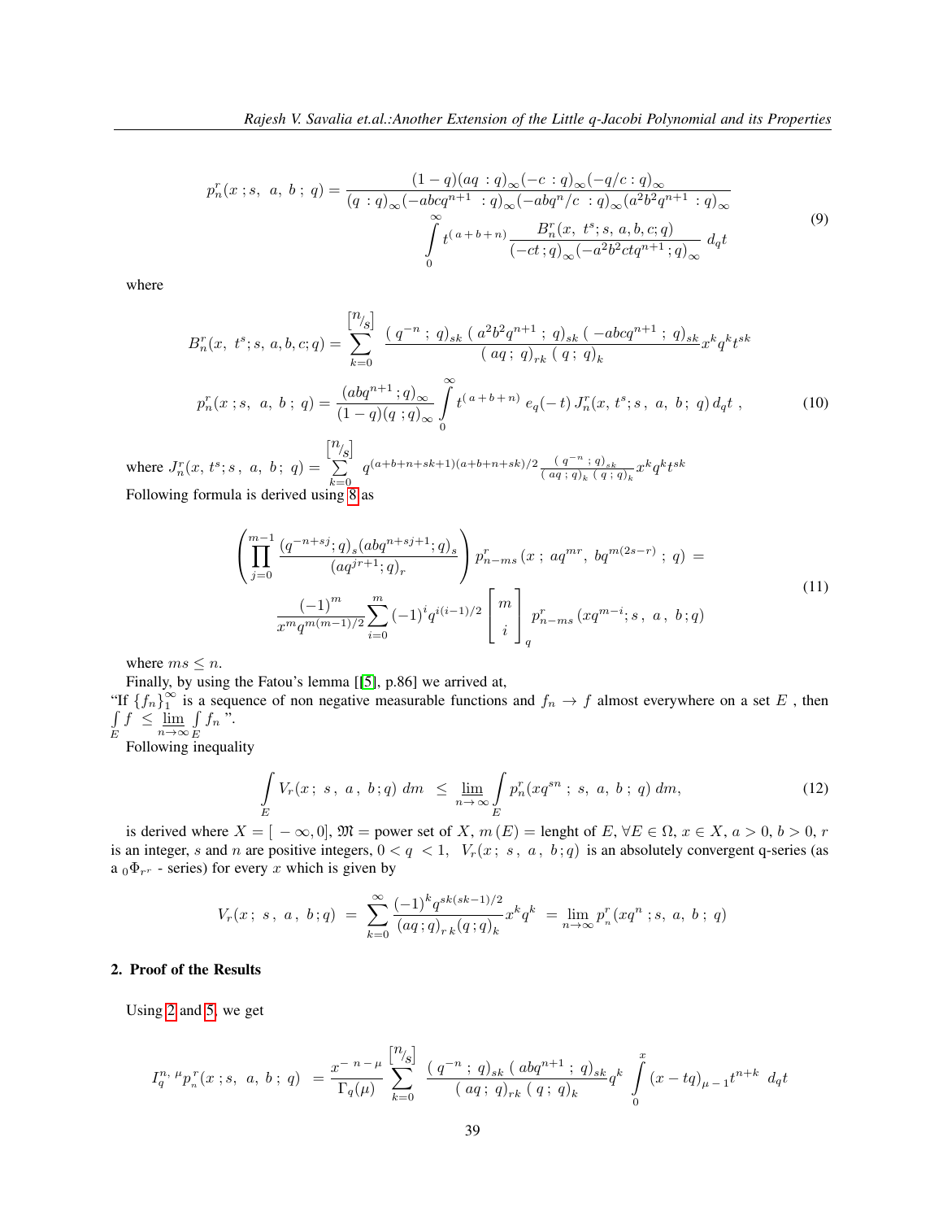$$
\begin{aligned}
p_n^r(x\,;s,\ a,\ b\,;\,q) = \frac{(1-q)(aq\ :q)_\infty(-c\ :q)_\infty(-q/c\ :q)_\infty}{(q\ :q)_\infty(-abcq^{n+1}\ :q)_\infty(-abq^n/c\ \ :q)_\infty(a^2b^2q^{n+1}\ :q)_\infty} \\
\int_0^\infty t^{(\,a+b+n)}\frac{B_n^r(x,\ t^s;s,\,a,b,c;q)}{(-ct\,;q)_\infty(-a^2b^2ctq^{n+1}\,;q)_\infty}\ d_qt
\end{aligned}
\tag{9}
$$

where

$$
B_n^r(x,\ t^s;s,\,a,b,c;q) = \sum_{k=0}^{\left[n/_s\right]} \frac{(\,q^{-n}\ ;\ q)_{sk}\ (\,a^2b^2q^{n+1}\ ;\ q)_{sk}\ (\,-abcq^{n+1}\ ;\ q)_{sk}}{(\,aq;\ q)_{rk}\ (\,q;\ q)_k}x^kq^kt^{sk}
$$

$$
p_n^r(x\,;s,\ a,\ b\,;\,q) = \frac{(abq^{n+1}\,;q)_\infty}{(1-q)(q\ ;q)_\infty}\int_0^\infty t^{(\,a+b+n)}\ e_q(-t)\,J_n^r(x,\,t^s;s\,,\ a,\ b;\ q)\,d_qt\ , \tag{10}
$$

where $J_n^r(x,\,t^s;s\,,\ a,\ b;\ q) = \sum_{k=0}^{\left[n/_s\right]} q^{(a+b+n+sk+1)(a+b+n+sk)/2}\frac{(\,q^{-n}\ ;\,q)_{sk}}{(\,aq\,;\,q)_k\ (\,q\,;\,q)_k}x^kq^kt^{sk}$

Following formula is derived using 8 as

$$
\begin{aligned}
\left(\prod_{j=0}^{m-1}\frac{(q^{-n+sj};q)_s(abq^{n+sj+1};q)_s}{(aq^{jr+1};q)_r}\right)p_{n-ms}^r\left(x\,;\,aq^{mr},\ bq^{m(2s-r)}\ ;\ q\right)\ = \\
\frac{(-1)^m}{x^mq^{m(m-1)/2}}\sum_{i=0}^m(-1)^iq^{i(i-1)/2}\begin{bmatrix} m \\ i\end{bmatrix}_q p_{n-ms}^r\left(xq^{m-i};s\,,\ a\,,\ b\,;q\right)
\end{aligned}
\tag{11}
$$

where $ms \le n$.

Finally, by using the Fatou's lemma [[5], p.86] we arrived at,

"If $\{f_n\}_1^\infty$ is a sequence of non negative measurable functions and $f_n \to f$ almost everywhere on a set $E$ , then $\int_E f\ \le \varliminf_{n\to\infty}\int_E f_n$ ".

Following inequality

$$
\int_E V_r(x;\ s\,,\ a\,,\ b;q)\ dm\ \ \le\ \varliminf_{n\to\infty}\int_E p_n^r(xq^{sn}\ ;\ s,\ a,\ b\ ;\ q)\ dm, \tag{12}
$$

is derived where $X = [\,-\infty, 0]$, $\mathfrak{M}$ = power set of $X$, $m\,(E)$ = lenght of $E$, $\forall E \in \Omega$, $x \in X$, $a > 0$, $b > 0$, $r$ is an integer, $s$ and $n$ are positive integers, $0 < q\ < 1$, $\ V_r(x;\ s\,,\ a\,,\ b;q)$ is an absolutely convergent q-series (as a ${}_0\Phi_{r^r}$ - series) for every $x$ which is given by

$$
V_r(x;\ s\,,\ a\,,\ b;q)\ =\ \sum_{k=0}^\infty\frac{(-1)^kq^{sk(sk-1)/2}}{(aq\,;q)_{r\,k}(q\,;q)_k}x^kq^k\ =\lim_{n\to\infty}p_{_n}^r(xq^n\,;s,\ a,\ b\ ;\ q)
$$

## 2. Proof of the Results

Using 2 and 5, we get

$$
I_q^{n,\,\mu}p_{_n}^r(x\,;s,\ a,\ b\,;\,q)\ \ = \frac{x^{-\,n\,-\,\mu}}{\Gamma_q(\mu)}\sum_{k=0}^{\left[n/_s\right]}\frac{(\,q^{-n}\ ;\ q)_{sk}\ (\,abq^{n+1}\ ;\ q)_{sk}}{(\,aq;\ q)_{rk}\ (\,q;\ q)_k}q^k\ \int_0^x (x-tq)_{\mu\,-\,1}t^{n+k}\ d_qt
$$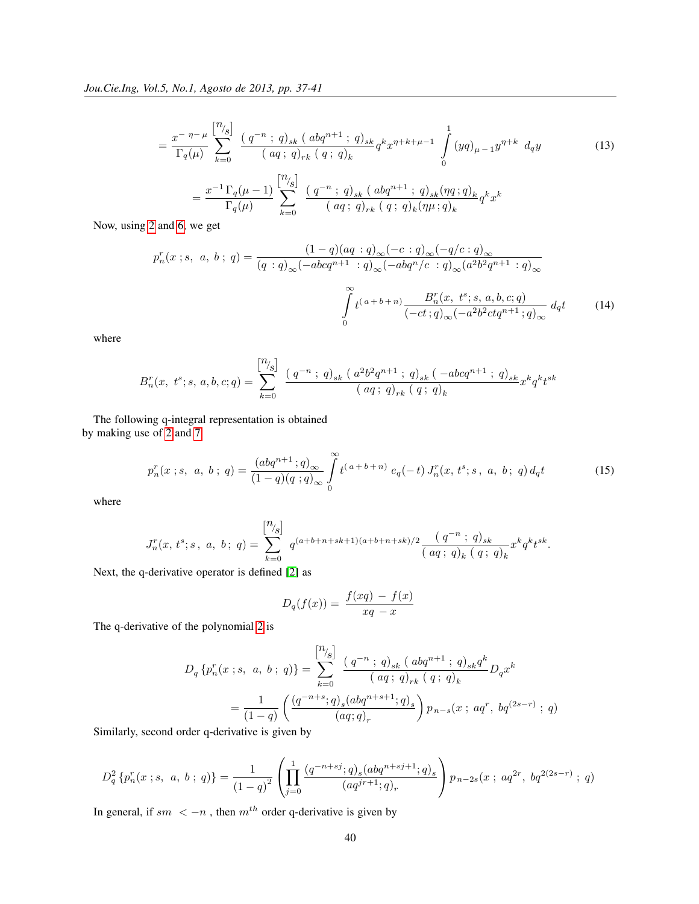$$= \frac{x^{-\eta-\mu}}{\Gamma_q(\mu)} \sum_{k=0}^{[n/s]} \frac{(q^{-n};q)_{sk}\,(abq^{n+1};q)_{sk}}{(aq;q)_{rk}\,(q;q)_k} q^k x^{\eta+k+\mu-1} \int_0^1 (yq)_{\mu-1} y^{\eta+k}\, d_q y \tag{13}$$

$$= \frac{x^{-1}\,\Gamma_q(\mu-1)}{\Gamma_q(\mu)} \sum_{k=0}^{[n/s]} \frac{(q^{-n};q)_{sk}\,(abq^{n+1};q)_{sk}(\eta q;q)_k}{(aq;q)_{rk}\,(q;q)_k(\eta\mu;q)_k} q^k x^k$$

Now, using 2 and 6, we get

$$p_n^r(x;s,\ a,\ b;\ q) = \frac{(1-q)(aq:q)_\infty(-c:q)_\infty(-q/c:q)_\infty}{(q:q)_\infty(-abcq^{n+1}:q)_\infty(-abq^n/c:q)_\infty(a^2b^2q^{n+1}:q)_\infty} \int_0^\infty t^{(a+b+n)} \frac{B_n^r(x,\ t^s;s,a,b,c;q)}{(-ct;q)_\infty(-a^2b^2ctq^{n+1};q)_\infty}\, d_q t \tag{14}$$

where

$$B_n^r(x,\ t^s;s,a,b,c;q) = \sum_{k=0}^{[n/s]} \frac{(q^{-n};q)_{sk}\,(a^2b^2q^{n+1};q)_{sk}\,(-abcq^{n+1};q)_{sk}}{(aq;q)_{rk}\,(q;q)_k} x^k q^k t^{sk}$$

The following q-integral representation is obtained by making use of 2 and 7

$$p_n^r(x;s,\ a,\ b;\ q) = \frac{(abq^{n+1};q)_\infty}{(1-q)(q;q)_\infty} \int_0^\infty t^{(a+b+n)}\, e_q(-t)\, J_n^r(x,t^s;s,\ a,\ b;\ q)\, d_q t \tag{15}$$

where

$$J_n^r(x,\ t^s;s,\ a,\ b;\ q) = \sum_{k=0}^{[n/s]} q^{(a+b+n+sk+1)(a+b+n+sk)/2} \frac{(q^{-n};q)_{sk}}{(aq;q)_k\,(q;q)_k} x^k q^k t^{sk}.$$

Next, the q-derivative operator is defined [2] as

$$D_q(f(x)) = \frac{f(xq)-f(x)}{xq-x}$$

The q-derivative of the polynomial 2 is

$$D_q\{p_n^r(x;s,\ a,\ b;\ q)\} = \sum_{k=0}^{[n/s]} \frac{(q^{-n};q)_{sk}\,(abq^{n+1};q)_{sk}q^k}{(aq;q)_{rk}\,(q;q)_k} D_q x^k$$

$$= \frac{1}{(1-q)}\left(\frac{(q^{-n+s};q)_s(abq^{n+s+1};q)_s}{(aq;q)_r}\right) p_{n-s}(x;\ aq^r,\ bq^{(2s-r)};\ q)$$

Similarly, second order q-derivative is given by

$$D_q^2\{p_n^r(x;s,\ a,\ b;\ q)\} = \frac{1}{(1-q)^2}\left(\prod_{j=0}^{1} \frac{(q^{-n+sj};q)_s(abq^{n+sj+1};q)_s}{(aq^{jr+1};q)_r}\right) p_{n-2s}(x;\ aq^{2r},\ bq^{2(2s-r)};\ q)$$

In general, if $sm < -n$, then $m^{th}$ order q-derivative is given by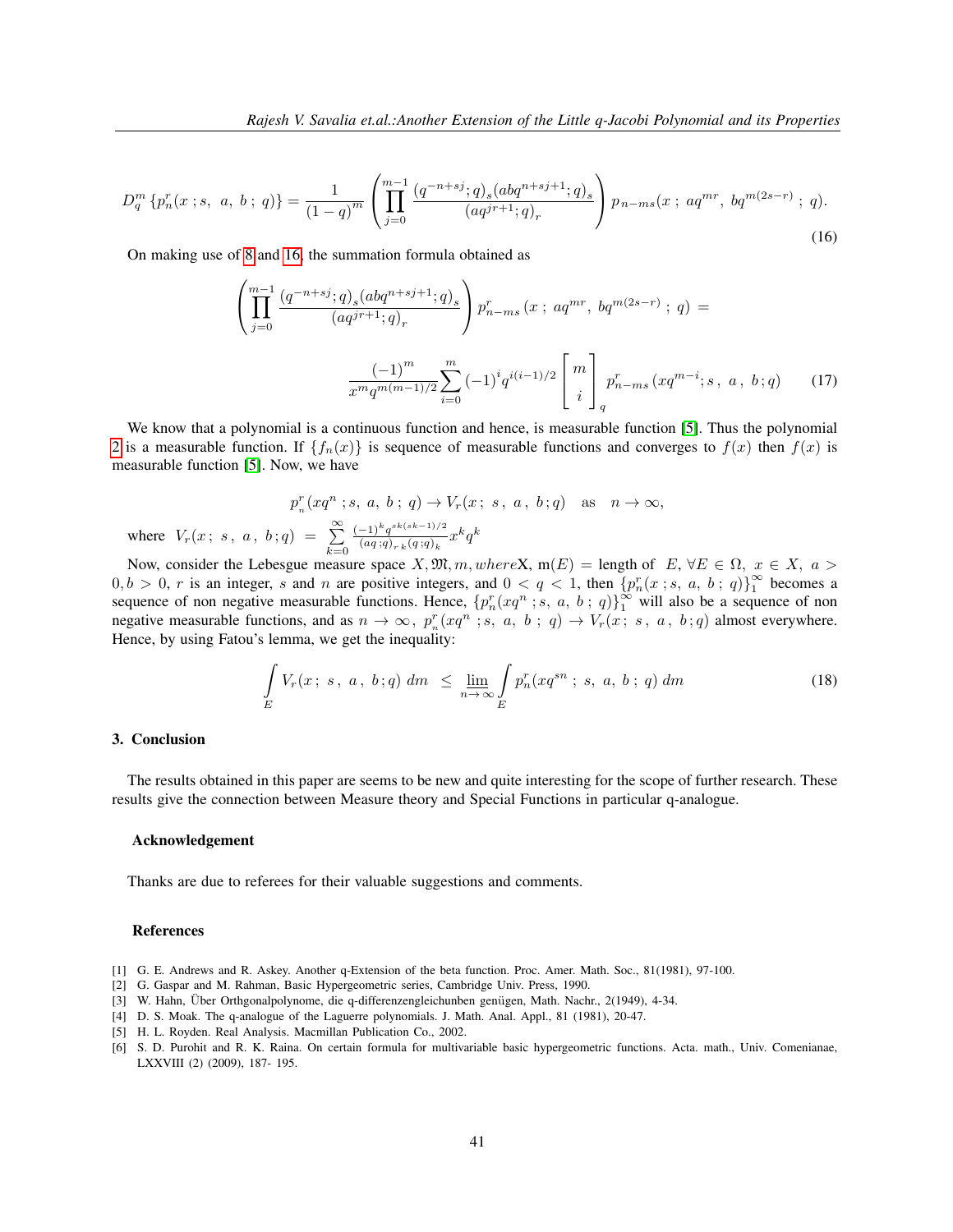$$D_q^m \{p_n^r(x\,;s,\ a,\ b\ ;\ q)\} = \frac{1}{(1-q)^m} \left( \prod_{j=0}^{m-1} \frac{(q^{-n+sj};q)_s (abq^{n+sj+1};q)_s}{(aq^{jr+1};q)_r} \right) p_{n-ms}(x\ ;\ aq^{mr},\ bq^{m(2s-r)}\ ;\ q). \tag{16}$$

On making use of 8 and 16, the summation formula obtained as

$$\left( \prod_{j=0}^{m-1} \frac{(q^{-n+sj};q)_s (abq^{n+sj+1};q)_s}{(aq^{jr+1};q)_r} \right) p_{n-ms}^r\,(x\ ;\ aq^{mr},\ bq^{m(2s-r)}\ ;\ q) =$$

$$\frac{(-1)^m}{x^m q^{m(m-1)/2}} \sum_{i=0}^{m} (-1)^i q^{i(i-1)/2} \begin{bmatrix} m \\ i \end{bmatrix}_q p_{n-ms}^r\,(xq^{m-i};s\,,\ a\,,\ b\,;q) \tag{17}$$

We know that a polynomial is a continuous function and hence, is measurable function [5]. Thus the polynomial 2 is a measurable function. If $\{f_n(x)\}$ is sequence of measurable functions and converges to $f(x)$ then $f(x)$ is measurable function [5]. Now, we have

$$p_{_n}^r(xq^n\ ;s,\ a,\ b\ ;\ q) \to V_r(x;\ s\,,\ a\,,\ b\,;q) \quad \text{as} \quad n \to \infty,$$

where $V_r(x;\ s\,,\ a\,,\ b\,;q) = \sum_{k=0}^{\infty} \frac{(-1)^k q^{sk(sk-1)/2}}{(aq\,;q)_{r\,k}(q\,;q)_k} x^k q^k$

Now, consider the Lebesgue measure space $X, \mathfrak{M}, m, where$X, m$(E)$ = length of $E,\ \forall E \in \Omega,\ x \in X,\ a > 0, b > 0$, $r$ is an integer, $s$ and $n$ are positive integers, and $0 < q < 1$, then $\{p_n^r(x\,;s,\ a,\ b\ ;\ q)\}_1^\infty$ becomes a sequence of non negative measurable functions. Hence, $\{p_n^r(xq^n\ ;s,\ a,\ b\ ;\ q)\}_1^\infty$ will also be a sequence of non negative measurable functions, and as $n \to \infty,\ p_{_n}^r(xq^n\ ;s,\ a,\ b\ ;\ q) \to V_r(x;\ s\,,\ a\,,\ b\,;q)$ almost everywhere. Hence, by using Fatou's lemma, we get the inequality:

$$\int_E V_r(x;\ s\,,\ a\,,\ b\,;q)\ dm \ \leq \ \varliminf_{n\to\infty} \int_E p_n^r(xq^{sn}\ ;\ s,\ a,\ b\ ;\ q)\ dm \tag{18}$$

## 3. Conclusion

The results obtained in this paper are seems to be new and quite interesting for the scope of further research. These results give the connection between Measure theory and Special Functions in particular q-analogue.

### Acknowledgement

Thanks are due to referees for their valuable suggestions and comments.

### References

[1] G. E. Andrews and R. Askey. Another q-Extension of the beta function. Proc. Amer. Math. Soc., 81(1981), 97-100.

[2] G. Gaspar and M. Rahman, Basic Hypergeometric series, Cambridge Univ. Press, 1990.

[3] W. Hahn, Über Orthgonalpolynome, die q-differenzengleichunben genügen, Math. Nachr., 2(1949), 4-34.

[4] D. S. Moak. The q-analogue of the Laguerre polynomials. J. Math. Anal. Appl., 81 (1981), 20-47.

[5] H. L. Royden. Real Analysis. Macmillan Publication Co., 2002.

[6] S. D. Purohit and R. K. Raina. On certain formula for multivariable basic hypergeometric functions. Acta. math., Univ. Comenianae, LXXVIII (2) (2009), 187- 195.